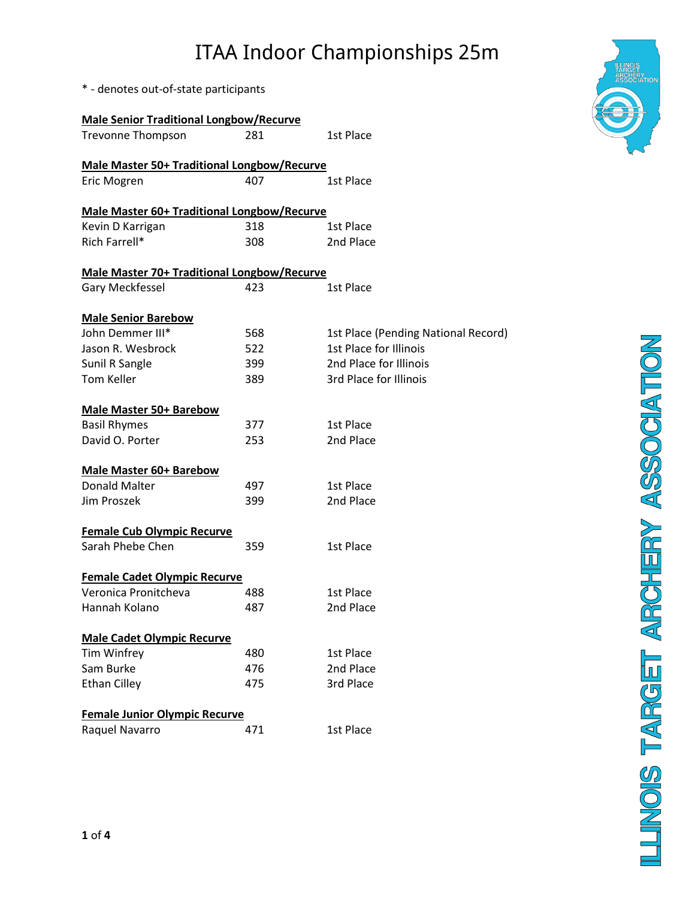# ITAA Indoor Championships 25m

* - denotes out-of-state participants

**Male Senior Traditional Longbow/Recurve**

| | | |
|---|---|---|
| Trevonne Thompson | 281 | 1st Place |

**Male Master 50+ Traditional Longbow/Recurve**

| | | |
|---|---|---|
| Eric Mogren | 407 | 1st Place |

**Male Master 60+ Traditional Longbow/Recurve**

| | | |
|---|---|---|
| Kevin D Karrigan | 318 | 1st Place |
| Rich Farrell* | 308 | 2nd Place |

**Male Master 70+ Traditional Longbow/Recurve**

| | | |
|---|---|---|
| Gary Meckfessel | 423 | 1st Place |

**Male Senior Barebow**

| | | |
|---|---|---|
| John Demmer III* | 568 | 1st Place (Pending National Record) |
| Jason R. Wesbrock | 522 | 1st Place for Illinois |
| Sunil R Sangle | 399 | 2nd Place for Illinois |
| Tom Keller | 389 | 3rd Place for Illinois |

**Male Master 50+ Barebow**

| | | |
|---|---|---|
| Basil Rhymes | 377 | 1st Place |
| David O. Porter | 253 | 2nd Place |

**Male Master 60+ Barebow**

| | | |
|---|---|---|
| Donald Malter | 497 | 1st Place |
| Jim Proszek | 399 | 2nd Place |

**Female Cub Olympic Recurve**

| | | |
|---|---|---|
| Sarah Phebe Chen | 359 | 1st Place |

**Female Cadet Olympic Recurve**

| | | |
|---|---|---|
| Veronica Pronitcheva | 488 | 1st Place |
| Hannah Kolano | 487 | 2nd Place |

**Male Cadet Olympic Recurve**

| | | |
|---|---|---|
| Tim Winfrey | 480 | 1st Place |
| Sam Burke | 476 | 2nd Place |
| Ethan Cilley | 475 | 3rd Place |

**Female Junior Olympic Recurve**

| | | |
|---|---|---|
| Raquel Navarro | 471 | 1st Place |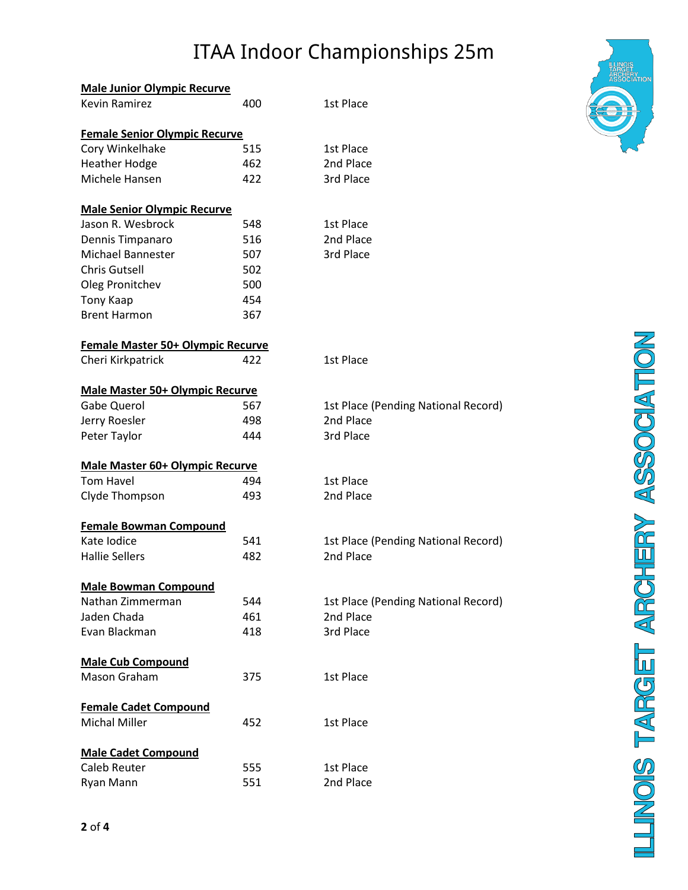# ITAA Indoor Championships 25m

**Male Junior Olympic Recurve**

| Name | Score | Place |
|---|---|---|
| Kevin Ramirez | 400 | 1st Place |

**Female Senior Olympic Recurve**

| Name | Score | Place |
|---|---|---|
| Cory Winkelhake | 515 | 1st Place |
| Heather Hodge | 462 | 2nd Place |
| Michele Hansen | 422 | 3rd Place |

**Male Senior Olympic Recurve**

| Name | Score | Place |
|---|---|---|
| Jason R. Wesbrock | 548 | 1st Place |
| Dennis Timpanaro | 516 | 2nd Place |
| Michael Bannester | 507 | 3rd Place |
| Chris Gutsell | 502 | |
| Oleg Pronitchev | 500 | |
| Tony Kaap | 454 | |
| Brent Harmon | 367 | |

**Female Master 50+ Olympic Recurve**

| Name | Score | Place |
|---|---|---|
| Cheri Kirkpatrick | 422 | 1st Place |

**Male Master 50+ Olympic Recurve**

| Name | Score | Place |
|---|---|---|
| Gabe Querol | 567 | 1st Place (Pending National Record) |
| Jerry Roesler | 498 | 2nd Place |
| Peter Taylor | 444 | 3rd Place |

**Male Master 60+ Olympic Recurve**

| Name | Score | Place |
|---|---|---|
| Tom Havel | 494 | 1st Place |
| Clyde Thompson | 493 | 2nd Place |

**Female Bowman Compound**

| Name | Score | Place |
|---|---|---|
| Kate Iodice | 541 | 1st Place (Pending National Record) |
| Hallie Sellers | 482 | 2nd Place |

**Male Bowman Compound**

| Name | Score | Place |
|---|---|---|
| Nathan Zimmerman | 544 | 1st Place (Pending National Record) |
| Jaden Chada | 461 | 2nd Place |
| Evan Blackman | 418 | 3rd Place |

**Male Cub Compound**

| Name | Score | Place |
|---|---|---|
| Mason Graham | 375 | 1st Place |

**Female Cadet Compound**

| Name | Score | Place |
|---|---|---|
| Michal Miller | 452 | 1st Place |

**Male Cadet Compound**

| Name | Score | Place |
|---|---|---|
| Caleb Reuter | 555 | 1st Place |
| Ryan Mann | 551 | 2nd Place |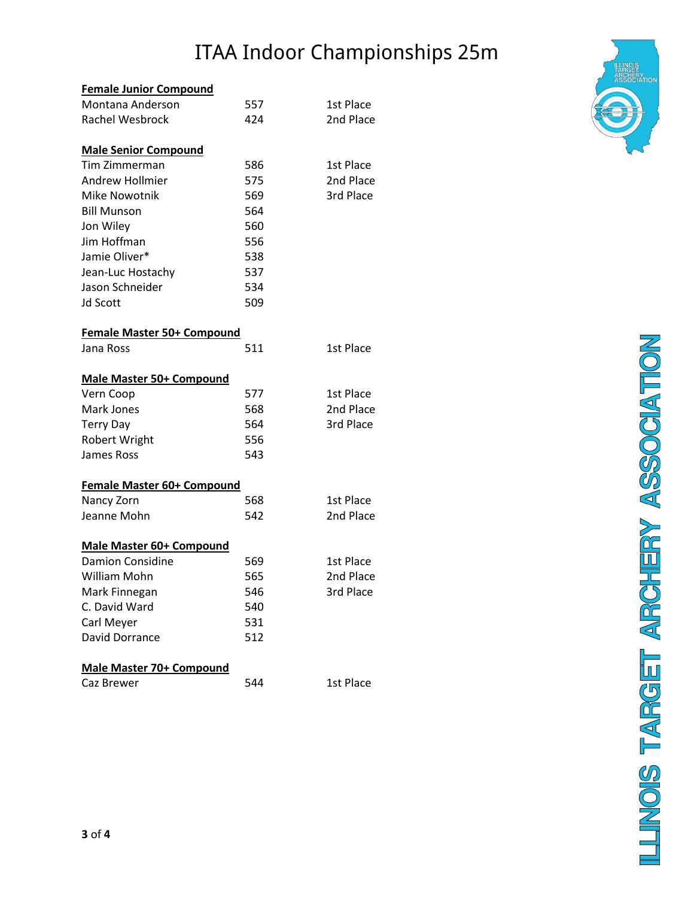# ITAA Indoor Championships 25m

**Female Junior Compound**

| | | |
|---|---|---|
| Montana Anderson | 557 | 1st Place |
| Rachel Wesbrock | 424 | 2nd Place |

**Male Senior Compound**

| | | |
|---|---|---|
| Tim Zimmerman | 586 | 1st Place |
| Andrew Hollmier | 575 | 2nd Place |
| Mike Nowotnik | 569 | 3rd Place |
| Bill Munson | 564 | |
| Jon Wiley | 560 | |
| Jim Hoffman | 556 | |
| Jamie Oliver* | 538 | |
| Jean-Luc Hostachy | 537 | |
| Jason Schneider | 534 | |
| Jd Scott | 509 | |

**Female Master 50+ Compound**

| | | |
|---|---|---|
| Jana Ross | 511 | 1st Place |

**Male Master 50+ Compound**

| | | |
|---|---|---|
| Vern Coop | 577 | 1st Place |
| Mark Jones | 568 | 2nd Place |
| Terry Day | 564 | 3rd Place |
| Robert Wright | 556 | |
| James Ross | 543 | |

**Female Master 60+ Compound**

| | | |
|---|---|---|
| Nancy Zorn | 568 | 1st Place |
| Jeanne Mohn | 542 | 2nd Place |

**Male Master 60+ Compound**

| | | |
|---|---|---|
| Damion Considine | 569 | 1st Place |
| William Mohn | 565 | 2nd Place |
| Mark Finnegan | 546 | 3rd Place |
| C. David Ward | 540 | |
| Carl Meyer | 531 | |
| David Dorrance | 512 | |

**Male Master 70+ Compound**

| | | |
|---|---|---|
| Caz Brewer | 544 | 1st Place |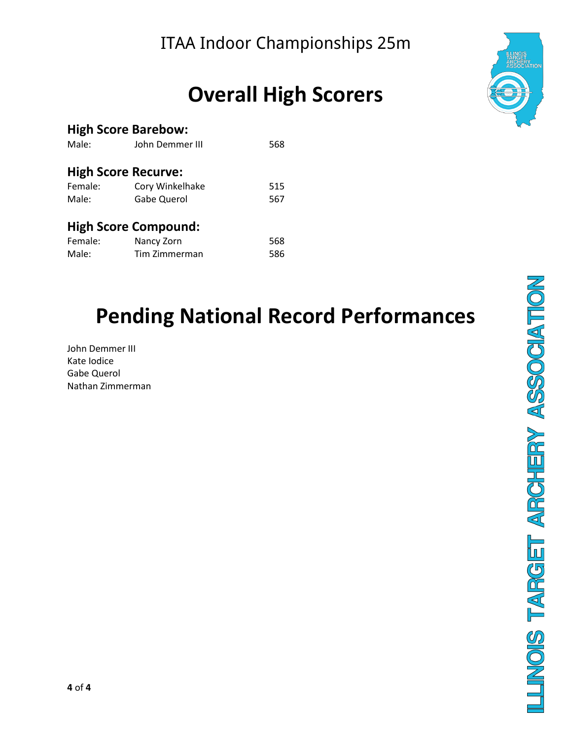ITAA Indoor Championships 25m

# Overall High Scorers

### High Score Barebow:

| | | |
|---|---|---|
| Male: | John Demmer III | 568 |

### High Score Recurve:

| | | |
|---|---|---|
| Female: | Cory Winkelhake | 515 |
| Male: | Gabe Querol | 567 |

### High Score Compound:

| | | |
|---|---|---|
| Female: | Nancy Zorn | 568 |
| Male: | Tim Zimmerman | 586 |

# Pending National Record Performances

John Demmer III
Kate Iodice
Gabe Querol
Nathan Zimmerman